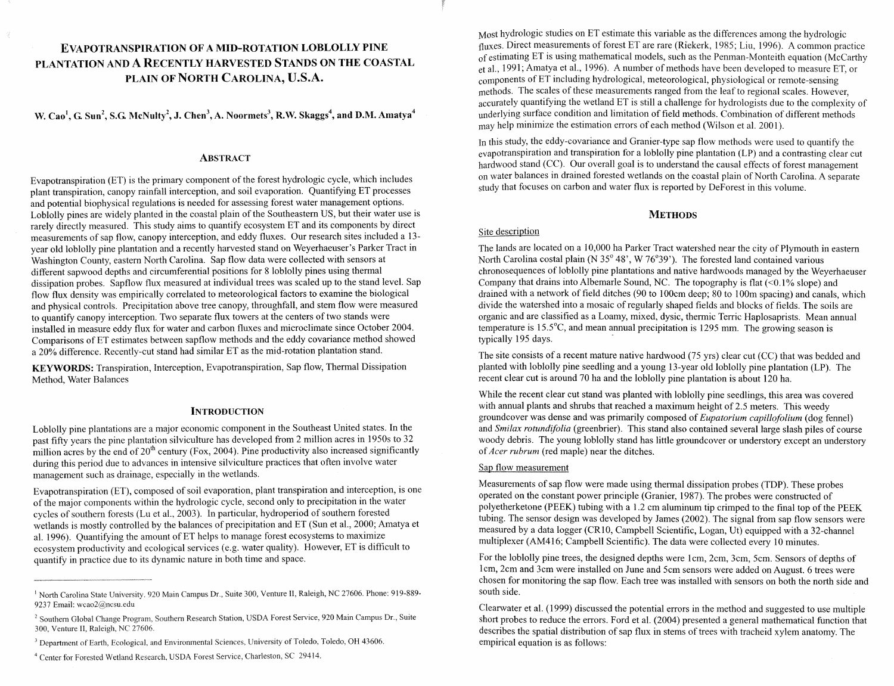# Evapotranspiration of a Mid-Rotation Loblolly Pine Plantation and a Recently Harvested Stands on the Coastal Plain of North Carolina, U.S.A.

**W. Cao[1], G. Sun[2], S.G. McNulty[2], J. Chen[3], A. Noormets[3], R.W. Skaggs[4], and D.M. Amatya[4]**

## Abstract

Evapotranspiration (ET) is the primary component of the forest hydrologic cycle, which includes plant transpiration, canopy rainfall interception, and soil evaporation. Quantifying ET processes and potential biophysical regulations is needed for assessing forest water management options. Loblolly pines are widely planted in the coastal plain of the Southeastern US, but their water use is rarely directly measured. This study aims to quantify ecosystem ET and its components by direct measurements of sap flow, canopy interception, and eddy fluxes. Our research sites included a 13-year old loblolly pine plantation and a recently harvested stand on Weyerhaeuser's Parker Tract in Washington County, eastern North Carolina. Sap flow data were collected with sensors at different sapwood depths and circumferential positions for 8 loblolly pines using thermal dissipation probes. Sapflow flux measured at individual trees was scaled up to the stand level. Sap flow flux density was empirically correlated to meteorological factors to examine the biological and physical controls. Precipitation above tree canopy, throughfall, and stem flow were measured to quantify canopy interception. Two separate flux towers at the centers of two stands were installed in measure eddy flux for water and carbon fluxes and microclimate since October 2004. Comparisons of ET estimates between sapflow methods and the eddy covariance method showed a 20% difference. Recently-cut stand had similar ET as the mid-rotation plantation stand.

**KEYWORDS:** Transpiration, Interception, Evapotranspiration, Sap flow, Thermal Dissipation Method, Water Balances

## Introduction

Loblolly pine plantations are a major economic component in the Southeast United states. In the past fifty years the pine plantation silviculture has developed from 2 million acres in 1950s to 32 million acres by the end of 20th century (Fox, 2004). Pine productivity also increased significantly during this period due to advances in intensive silviculture practices that often involve water management such as drainage, especially in the wetlands.

Evapotranspiration (ET), composed of soil evaporation, plant transpiration and interception, is one of the major components within the hydrologic cycle, second only to precipitation in the water cycles of southern forests (Lu et al., 2003). In particular, hydroperiod of southern forested wetlands is mostly controlled by the balances of precipitation and ET (Sun et al., 2000; Amatya et al. 1996). Quantifying the amount of ET helps to manage forest ecosystems to maximize ecosystem productivity and ecological services (e.g. water quality). However, ET is difficult to quantify in practice due to its dynamic nature in both time and space.

Most hydrologic studies on ET estimate this variable as the differences among the hydrologic fluxes. Direct measurements of forest ET are rare (Riekerk, 1985; Liu, 1996). A common practice of estimating ET is using mathematical models, such as the Penman-Monteith equation (McCarthy et al., 1991; Amatya et al., 1996). A number of methods have been developed to measure ET, or components of ET including hydrological, meteorological, physiological or remote-sensing methods. The scales of these measurements ranged from the leaf to regional scales. However, accurately quantifying the wetland ET is still a challenge for hydrologists due to the complexity of underlying surface condition and limitation of field methods. Combination of different methods may help minimize the estimation errors of each method (Wilson et al. 2001).

In this study, the eddy-covariance and Granier-type sap flow methods were used to quantify the evapotranspiration and transpiration for a loblolly pine plantation (LP) and a contrasting clear cut hardwood stand (CC). Our overall goal is to understand the causal effects of forest management on water balances in drained forested wetlands on the coastal plain of North Carolina. A separate study that focuses on carbon and water flux is reported by DeForest in this volume.

## Methods

### Site description

The lands are located on a 10,000 ha Parker Tract watershed near the city of Plymouth in eastern North Carolina costal plain (N 35° 48', W 76°39'). The forested land contained various chronosequences of loblolly pine plantations and native hardwoods managed by the Weyerhaeuser Company that drains into Albemarle Sound, NC. The topography is flat (<0.1% slope) and drained with a network of field ditches (90 to 100cm deep; 80 to 100m spacing) and canals, which divide the watershed into a mosaic of regularly shaped fields and blocks of fields. The soils are organic and are classified as a Loamy, mixed, dysic, thermic Terric Haplosaprists. Mean annual temperature is 15.5°C, and mean annual precipitation is 1295 mm. The growing season is typically 195 days.

The site consists of a recent mature native hardwood (75 yrs) clear cut (CC) that was bedded and planted with loblolly pine seedling and a young 13-year old loblolly pine plantation (LP). The recent clear cut is around 70 ha and the loblolly pine plantation is about 120 ha.

While the recent clear cut stand was planted with loblolly pine seedlings, this area was covered with annual plants and shrubs that reached a maximum height of 2.5 meters. This weedy groundcover was dense and was primarily composed of *Eupatorium capillofolium* (dog fennel) and *Smilax rotundifolia* (greenbrier). This stand also contained several large slash piles of course woody debris. The young loblolly stand has little groundcover or understory except an understory of *Acer rubrum* (red maple) near the ditches.

### Sap flow measurement

Measurements of sap flow were made using thermal dissipation probes (TDP). These probes operated on the constant power principle (Granier, 1987). The probes were constructed of polyetherketone (PEEK) tubing with a 1.2 cm aluminum tip crimped to the final top of the PEEK tubing. The sensor design was developed by James (2002). The signal from sap flow sensors were measured by a data logger (CR10, Campbell Scientific, Logan, Ut) equipped with a 32-channel multiplexer (AM416; Campbell Scientific). The data were collected every 10 minutes.

For the loblolly pine trees, the designed depths were 1cm, 2cm, 3cm, 5cm. Sensors of depths of 1cm, 2cm and 3cm were installed on June and 5cm sensors were added on August. 6 trees were chosen for monitoring the sap flow. Each tree was installed with sensors on both the north side and south side.

Clearwater et al. (1999) discussed the potential errors in the method and suggested to use multiple short probes to reduce the errors. Ford et al. (2004) presented a general mathematical function that describes the spatial distribution of sap flux in stems of trees with tracheid xylem anatomy. The empirical equation is as follows:

---

[1] North Carolina State University. 920 Main Campus Dr., Suite 300, Venture II, Raleigh, NC 27606. Phone: 919-889-9237 Email: wcao2@ncsu.edu

[2] Southern Global Change Program, Southern Research Station, USDA Forest Service, 920 Main Campus Dr., Suite 300, Venture II, Raleigh, NC 27606.

[3] Department of Earth, Ecological, and Environmental Sciences, University of Toledo, Toledo, OH 43606.

[4] Center for Forested Wetland Research, USDA Forest Service, Charleston, SC 29414.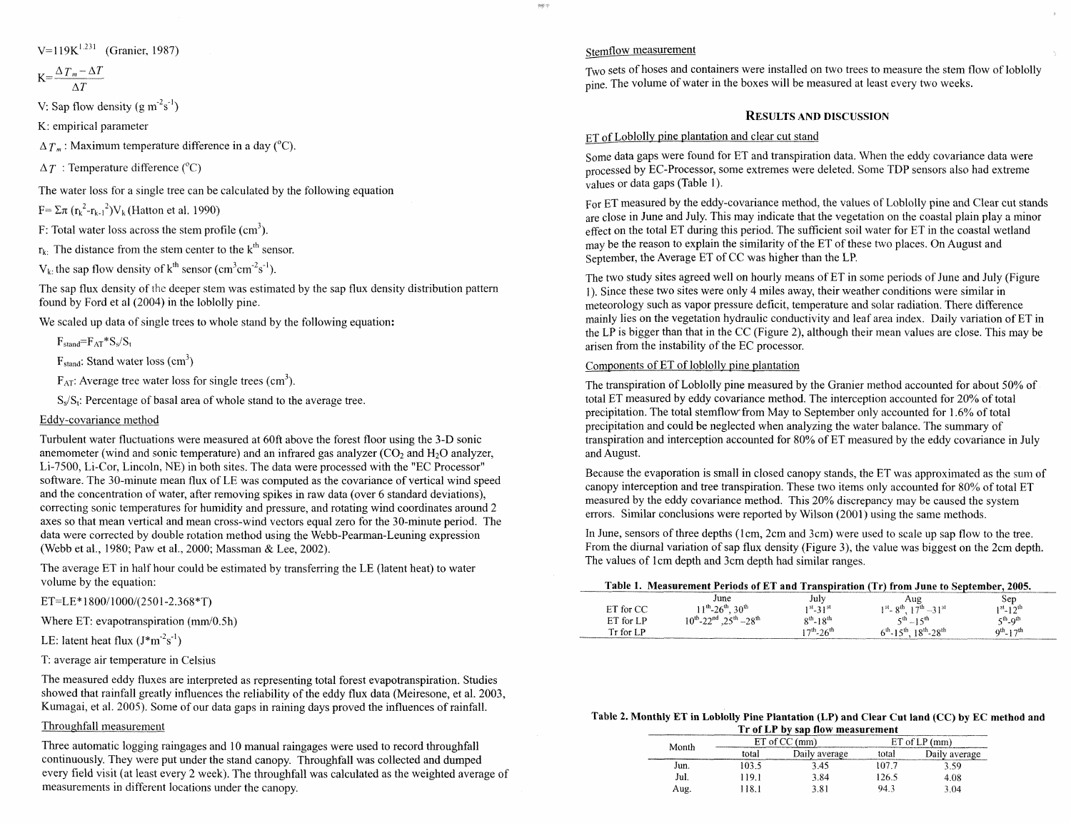$V=119K^{1.231}$ (Granier, 1987)

$$K=\frac{\Delta T_m - \Delta T}{\Delta T}$$

V: Sap flow density ($g\ m^{-2}s^{-1}$)

K: empirical parameter

$\Delta T_m$: Maximum temperature difference in a day (°C).

$\Delta T$ : Temperature difference (°C)

The water loss for a single tree can be calculated by the following equation

$F= \Sigma\pi\ (r_k^2-r_{k-1}^2)V_k$ (Hatton et al. 1990)

F: Total water loss across the stem profile ($cm^3$).

$r_k$: The distance from the stem center to the $k^{th}$ sensor.

$V_k$: the sap flow density of $k^{th}$ sensor ($cm^3cm^{-2}s^{-1}$).

The sap flux density of the deeper stem was estimated by the sap flux density distribution pattern found by Ford et al (2004) in the loblolly pine.

We scaled up data of single trees to whole stand by the following equation:

$F_{stand}=F_{AT}*S_s/S_t$

$F_{stand}$: Stand water loss ($cm^3$)

$F_{AT}$: Average tree water loss for single trees ($cm^3$).

$S_s/S_t$: Percentage of basal area of whole stand to the average tree.

Eddy-covariance method

Turbulent water fluctuations were measured at 60ft above the forest floor using the 3-D sonic anemometer (wind and sonic temperature) and an infrared gas analyzer ($CO_2$ and $H_2O$ analyzer, Li-7500, Li-Cor, Lincoln, NE) in both sites. The data were processed with the "EC Processor" software. The 30-minute mean flux of LE was computed as the covariance of vertical wind speed and the concentration of water, after removing spikes in raw data (over 6 standard deviations), correcting sonic temperatures for humidity and pressure, and rotating wind coordinates around 2 axes so that mean vertical and mean cross-wind vectors equal zero for the 30-minute period. The data were corrected by double rotation method using the Webb-Pearman-Leuning expression (Webb et al., 1980; Paw et al., 2000; Massman & Lee, 2002).

The average ET in half hour could be estimated by transferring the LE (latent heat) to water volume by the equation:

$ET=LE*1800/1000/(2501-2.368*T)$

Where ET: evapotranspiration (mm/0.5h)

LE: latent heat flux ($J*m^{-2}s^{-1}$)

T: average air temperature in Celsius

The measured eddy fluxes are interpreted as representing total forest evapotranspiration. Studies showed that rainfall greatly influences the reliability of the eddy flux data (Meiresone, et al. 2003, Kumagai, et al. 2005). Some of our data gaps in raining days proved the influences of rainfall.

Throughfall measurement

Three automatic logging raingages and 10 manual raingages were used to record throughfall continuously. They were put under the stand canopy. Throughfall was collected and dumped every field visit (at least every 2 week). The throughfall was calculated as the weighted average of measurements in different locations under the canopy.

Stemflow measurement

Two sets of hoses and containers were installed on two trees to measure the stem flow of loblolly pine. The volume of water in the boxes will be measured at least every two weeks.

## RESULTS AND DISCUSSION

ET of Loblolly pine plantation and clear cut stand

Some data gaps were found for ET and transpiration data. When the eddy covariance data were processed by EC-Processor, some extremes were deleted. Some TDP sensors also had extreme values or data gaps (Table 1).

For ET measured by the eddy-covariance method, the values of Loblolly pine and Clear cut stands are close in June and July. This may indicate that the vegetation on the coastal plain play a minor effect on the total ET during this period. The sufficient soil water for ET in the coastal wetland may be the reason to explain the similarity of the ET of these two places. On August and September, the Average ET of CC was higher than the LP.

The two study sites agreed well on hourly means of ET in some periods of June and July (Figure 1). Since these two sites were only 4 miles away, their weather conditions were similar in meteorology such as vapor pressure deficit, temperature and solar radiation. There difference mainly lies on the vegetation hydraulic conductivity and leaf area index. Daily variation of ET in the LP is bigger than that in the CC (Figure 2), although their mean values are close. This may be arisen from the instability of the EC processor.

Components of ET of loblolly pine plantation

The transpiration of Loblolly pine measured by the Granier method accounted for about 50% of total ET measured by eddy covariance method. The interception accounted for 20% of total precipitation. The total stemflow from May to September only accounted for 1.6% of total precipitation and could be neglected when analyzing the water balance. The summary of transpiration and interception accounted for 80% of ET measured by the eddy covariance in July and August.

Because the evaporation is small in closed canopy stands, the ET was approximated as the sum of canopy interception and tree transpiration. These two items only accounted for 80% of total ET measured by the eddy covariance method. This 20% discrepancy may be caused the system errors. Similar conclusions were reported by Wilson (2001) using the same methods.

In June, sensors of three depths (1cm, 2cm and 3cm) were used to scale up sap flow to the tree. From the diurnal variation of sap flux density (Figure 3), the value was biggest on the 2cm depth. The values of 1cm depth and 3cm depth had similar ranges.

**Table 1. Measurement Periods of ET and Transpiration (Tr) from June to September, 2005.**

| | June | July | Aug | Sep |
|---|---|---|---|---|
| ET for CC | 11th-26th, 30th | 1st-31st | 1st-8th, 17th-31st | 1st-12th |
| ET for LP | 10th-22nd, 25th-28th | 8th-18th | 5th-15th | 5th-9th |
| Tr for LP | | 17th-26th | 6th-15th, 18th-28th | 9th-17th |

**Table 2. Monthly ET in Loblolly Pine Plantation (LP) and Clear Cut land (CC) by EC method and Tr of LP by sap flow measurement**

| Month | ET of CC (mm) | | ET of LP (mm) | |
|---|---|---|---|---|
| | total | Daily average | total | Daily average |
| Jun. | 103.5 | 3.45 | 107.7 | 3.59 |
| Jul. | 119.1 | 3.84 | 126.5 | 4.08 |
| Aug. | 118.1 | 3.81 | 94.3 | 3.04 |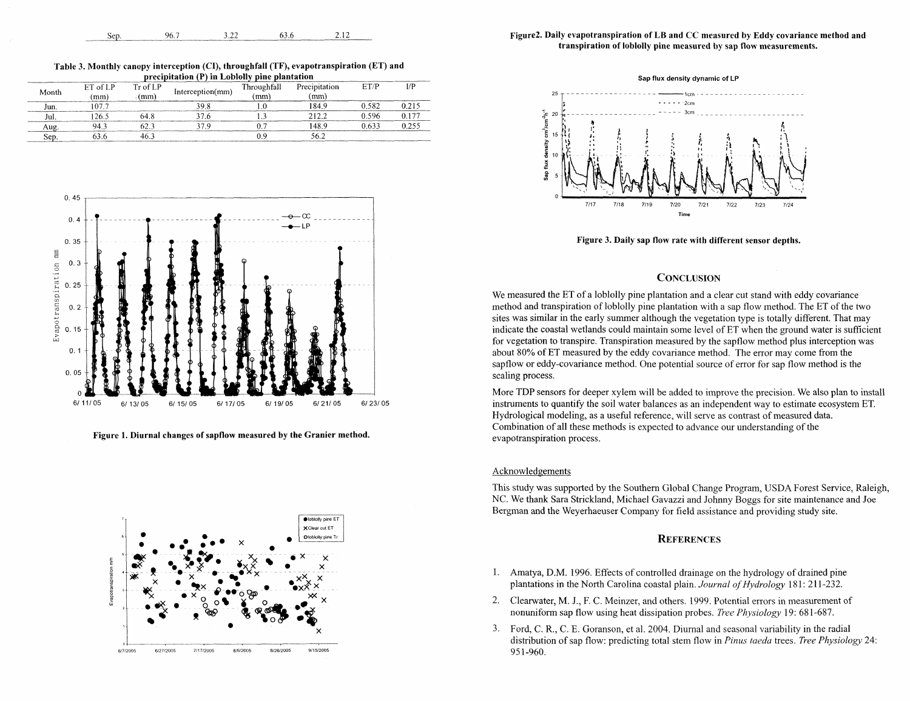| Sep. | 96.7 | 3.22 | 63.6 | 2.12 |
|---|---|---|---|---|

**Table 3. Monthly canopy interception (CI), throughfall (TF), evapotranspiration (ET) and precipitation (P) in Loblolly pine plantation**

| Month | ET of LP (mm) | Tr of LP (mm) | Interception(mm) | Throughfall (mm) | Precipitation (mm) | ET/P | I/P |
|---|---|---|---|---|---|---|---|
| Jun. | 107.7 | | 39.8 | 1.0 | 184.9 | 0.582 | 0.215 |
| Jul. | 126.5 | 64.8 | 37.6 | 1.3 | 212.2 | 0.596 | 0.177 |
| Aug. | 94.3 | 62.3 | 37.9 | 0.7 | 148.9 | 0.633 | 0.255 |
| Sep. | 63.6 | 46.3 | | 0.9 | 56.2 | | |

0.45
0.4
0.35
0.3
0.25
0.2
0.15
0.1
0.05
0
Evapotranspiration mm
6/11/05 6/13/05 6/15/05 6/17/05 6/19/05 6/21/05 6/23/05
CC
LP

**Figure 1. Diurnal changes of sapflow measured by the Granier method.**

Evapotranspiration mm
6/7/2005 6/27/2005 7/17/2005 8/6/2005 8/26/2005 9/15/2005
loblolly pine ET
Clear cut ET
loblolly pine Tr

**Figure2. Daily evapotranspiration of LB and CC measured by Eddy covariance method and transpiration of loblolly pine measured by sap flow measurements.**

Sap flux density dynamic of LP
25
20
15
10
5
0
Sap flux density cm³/cm⁻²h⁻¹
7/17 7/18 7/19 7/20 7/21 7/22 7/23 7/24
Time
1cm
2cm
3cm

**Figure 3. Daily sap flow rate with different sensor depths.**

## CONCLUSION

We measured the ET of a loblolly pine plantation and a clear cut stand with eddy covariance method and transpiration of loblolly pine plantation with a sap flow method. The ET of the two sites was similar in the early summer although the vegetation type is totally different. That may indicate the coastal wetlands could maintain some level of ET when the ground water is sufficient for vegetation to transpire. Transpiration measured by the sapflow method plus interception was about 80% of ET measured by the eddy covariance method. The error may come from the sapflow or eddy-covariance method. One potential source of error for sap flow method is the scaling process.

More TDP sensors for deeper xylem will be added to improve the precision. We also plan to install instruments to quantify the soil water balances as an independent way to estimate ecosystem ET. Hydrological modeling, as a useful reference, will serve as contrast of measured data. Combination of all these methods is expected to advance our understanding of the evapotranspiration process.

Acknowledgements

This study was supported by the Southern Global Change Program, USDA Forest Service, Raleigh, NC. We thank Sara Strickland, Michael Gavazzi and Johnny Boggs for site maintenance and Joe Bergman and the Weyerhaeuser Company for field assistance and providing study site.

## REFERENCES

1. Amatya, D.M. 1996. Effects of controlled drainage on the hydrology of drained pine plantations in the North Carolina coastal plain. *Journal of Hydrology* 181: 211-232.
2. Clearwater, M. J., F. C. Meinzer, and others. 1999. Potential errors in measurement of nonuniform sap flow using heat dissipation probes. *Tree Physiology* 19: 681-687.
3. Ford, C. R., C. E. Goranson, et al. 2004. Diurnal and seasonal variability in the radial distribution of sap flow: predicting total stem flow in *Pinus taeda* trees. *Tree Physiology* 24: 951-960.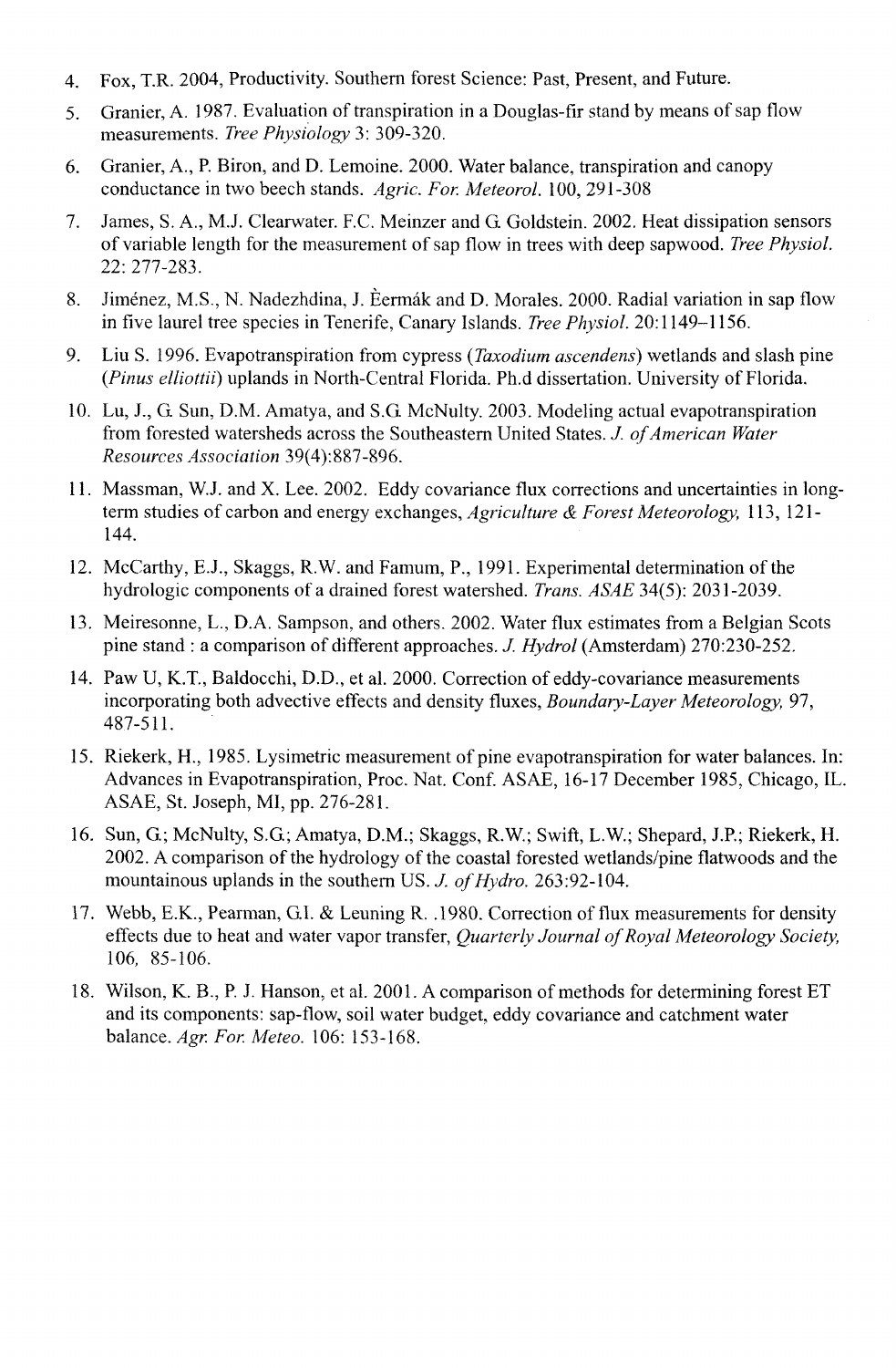4. Fox, T.R. 2004, Productivity. Southern forest Science: Past, Present, and Future.

5. Granier, A. 1987. Evaluation of transpiration in a Douglas-fir stand by means of sap flow measurements. *Tree Physiology* 3: 309-320.

6. Granier, A., P. Biron, and D. Lemoine. 2000. Water balance, transpiration and canopy conductance in two beech stands. *Agric. For. Meteorol.* 100, 291-308

7. James, S. A., M.J. Clearwater. F.C. Meinzer and G. Goldstein. 2002. Heat dissipation sensors of variable length for the measurement of sap flow in trees with deep sapwood. *Tree Physiol.* 22: 277-283.

8. Jiménez, M.S., N. Nadezhdina, J. Èermák and D. Morales. 2000. Radial variation in sap flow in five laurel tree species in Tenerife, Canary Islands. *Tree Physiol.* 20:1149–1156.

9. Liu S. 1996. Evapotranspiration from cypress (*Taxodium ascendens*) wetlands and slash pine (*Pinus elliottii*) uplands in North-Central Florida. Ph.d dissertation. University of Florida.

10. Lu, J., G. Sun, D.M. Amatya, and S.G. McNulty. 2003. Modeling actual evapotranspiration from forested watersheds across the Southeastern United States. *J. of American Water Resources Association* 39(4):887-896.

11. Massman, W.J. and X. Lee. 2002. Eddy covariance flux corrections and uncertainties in long-term studies of carbon and energy exchanges, *Agriculture & Forest Meteorology,* 113, 121-144.

12. McCarthy, E.J., Skaggs, R.W. and Famum, P., 1991. Experimental determination of the hydrologic components of a drained forest watershed. *Trans. ASAE* 34(5): 2031-2039.

13. Meiresonne, L., D.A. Sampson, and others. 2002. Water flux estimates from a Belgian Scots pine stand : a comparison of different approaches. *J. Hydrol* (Amsterdam) 270:230-252.

14. Paw U, K.T., Baldocchi, D.D., et al. 2000. Correction of eddy-covariance measurements incorporating both advective effects and density fluxes, *Boundary-Layer Meteorology,* 97, 487-511.

15. Riekerk, H., 1985. Lysimetric measurement of pine evapotranspiration for water balances. In: Advances in Evapotranspiration, Proc. Nat. Conf. ASAE, 16-17 December 1985, Chicago, IL. ASAE, St. Joseph, MI, pp. 276-281.

16. Sun, G.; McNulty, S.G.; Amatya, D.M.; Skaggs, R.W.; Swift, L.W.; Shepard, J.P.; Riekerk, H. 2002. A comparison of the hydrology of the coastal forested wetlands/pine flatwoods and the mountainous uplands in the southern US. *J. of Hydro.* 263:92-104.

17. Webb, E.K., Pearman, G.I. & Leuning R. .1980. Correction of flux measurements for density effects due to heat and water vapor transfer, *Quarterly Journal of Royal Meteorology Society,* 106, 85-106.

18. Wilson, K. B., P. J. Hanson, et al. 2001. A comparison of methods for determining forest ET and its components: sap-flow, soil water budget, eddy covariance and catchment water balance. *Agr. For. Meteo.* 106: 153-168.